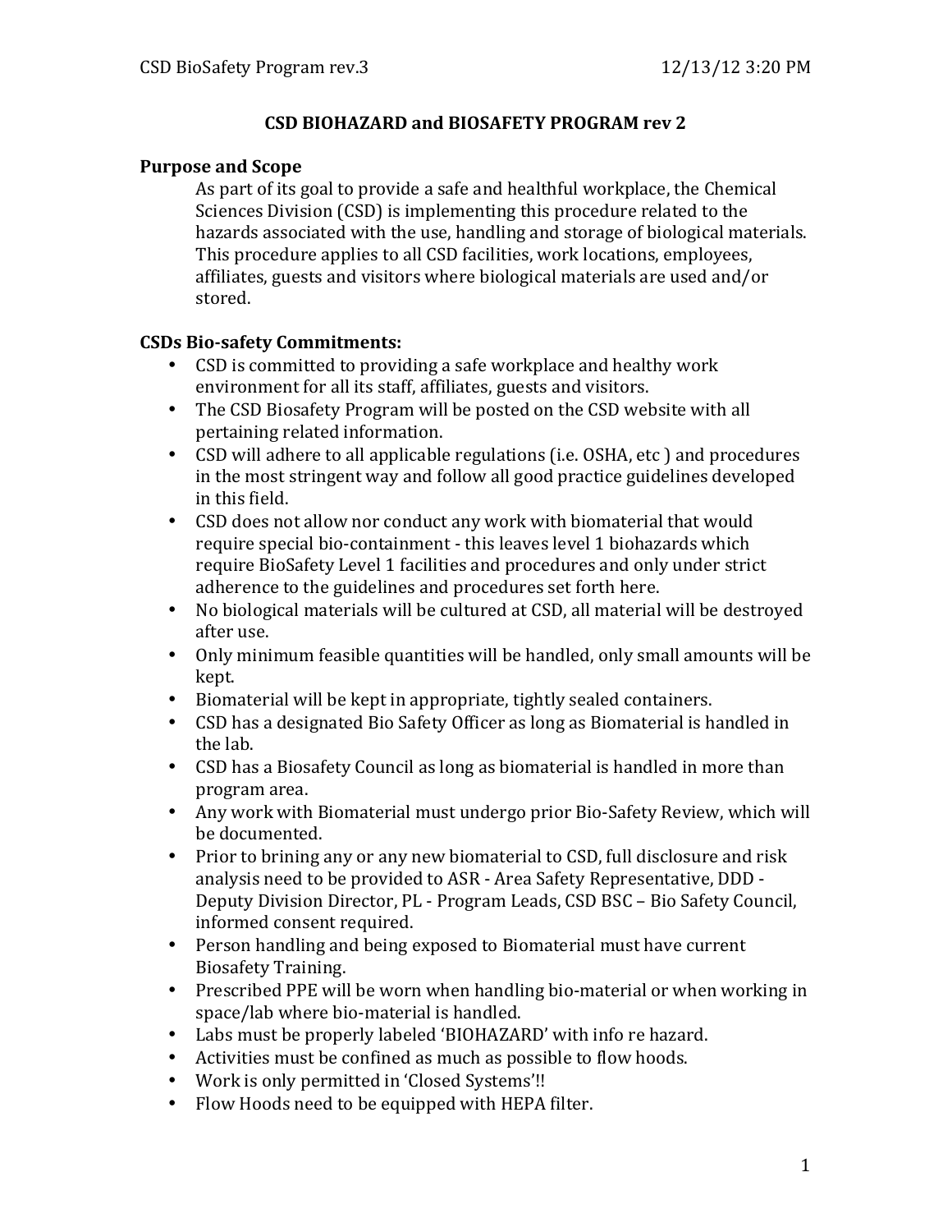# CSD BIOHAZARD and BIOSAFETY PROGRAM rev 2

## Purpose and Scope

As part of its goal to provide a safe and healthful workplace, the Chemical Sciences Division (CSD) is implementing this procedure related to the hazards associated with the use, handling and storage of biological materials. This procedure applies to all CSD facilities, work locations, employees, affiliates, guests and visitors where biological materials are used and/or stored.

## CSDs Bio-safety Commitments:

- CSD is committed to providing a safe workplace and healthy work environment for all its staff, affiliates, guests and visitors.
- The CSD Biosafety Program will be posted on the CSD website with all pertaining related information.
- CSD will adhere to all applicable regulations (i.e. OSHA, etc ) and procedures in the most stringent way and follow all good practice guidelines developed in this field.
- CSD does not allow nor conduct any work with biomaterial that would require special bio-containment - this leaves level 1 biohazards which require BioSafety Level 1 facilities and procedures and only under strict adherence to the guidelines and procedures set forth here.
- No biological materials will be cultured at CSD, all material will be destroyed after use.
- Only minimum feasible quantities will be handled, only small amounts will be kept.
- Biomaterial will be kept in appropriate, tightly sealed containers.
- CSD has a designated Bio Safety Officer as long as Biomaterial is handled in the lab.
- CSD has a Biosafety Council as long as biomaterial is handled in more than program area.
- Any work with Biomaterial must undergo prior Bio-Safety Review, which will be documented.
- Prior to brining any or any new biomaterial to CSD, full disclosure and risk analysis need to be provided to ASR - Area Safety Representative, DDD - Deputy Division Director, PL - Program Leads, CSD BSC – Bio Safety Council, informed consent required.
- Person handling and being exposed to Biomaterial must have current Biosafety Training.
- Prescribed PPE will be worn when handling bio-material or when working in space/lab where bio-material is handled.
- Labs must be properly labeled 'BIOHAZARD' with info re hazard.
- Activities must be confined as much as possible to flow hoods.
- Work is only permitted in 'Closed Systems'!!
- Flow Hoods need to be equipped with HEPA filter.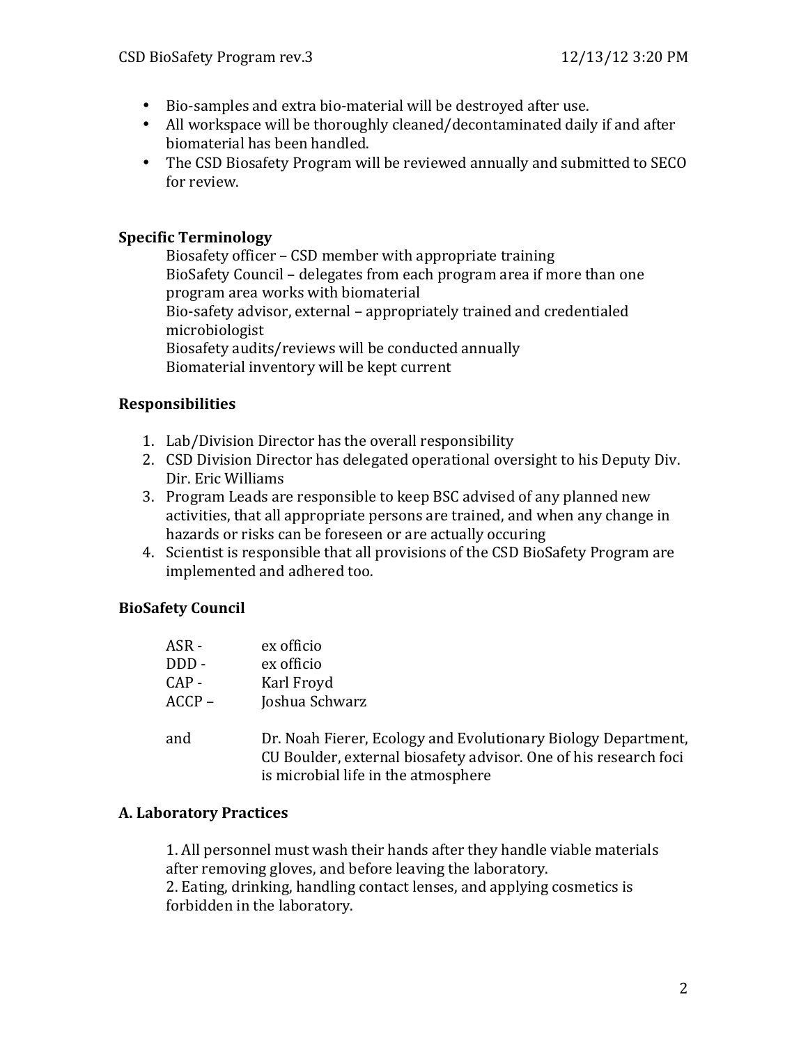- Bio-samples and extra bio-material will be destroyed after use.
- All workspace will be thoroughly cleaned/decontaminated daily if and after biomaterial has been handled.
- The CSD Biosafety Program will be reviewed annually and submitted to SECO for review.

**Specific Terminology**

Biosafety officer – CSD member with appropriate training
BioSafety Council – delegates from each program area if more than one program area works with biomaterial
Bio-safety advisor, external – appropriately trained and credentialed microbiologist
Biosafety audits/reviews will be conducted annually
Biomaterial inventory will be kept current

**Responsibilities**

1. Lab/Division Director has the overall responsibility
2. CSD Division Director has delegated operational oversight to his Deputy Div. Dir. Eric Williams
3. Program Leads are responsible to keep BSC advised of any planned new activities, that all appropriate persons are trained, and when any change in hazards or risks can be foreseen or are actually occuring
4. Scientist is responsible that all provisions of the CSD BioSafety Program are implemented and adhered too.

**BioSafety Council**

| | |
|---|---|
| ASR - | ex officio |
| DDD - | ex officio |
| CAP - | Karl Froyd |
| ACCP – | Joshua Schwarz |
| and | Dr. Noah Fierer, Ecology and Evolutionary Biology Department, CU Boulder, external biosafety advisor. One of his research foci is microbial life in the atmosphere |

**A. Laboratory Practices**

1. All personnel must wash their hands after they handle viable materials after removing gloves, and before leaving the laboratory.
2. Eating, drinking, handling contact lenses, and applying cosmetics is forbidden in the laboratory.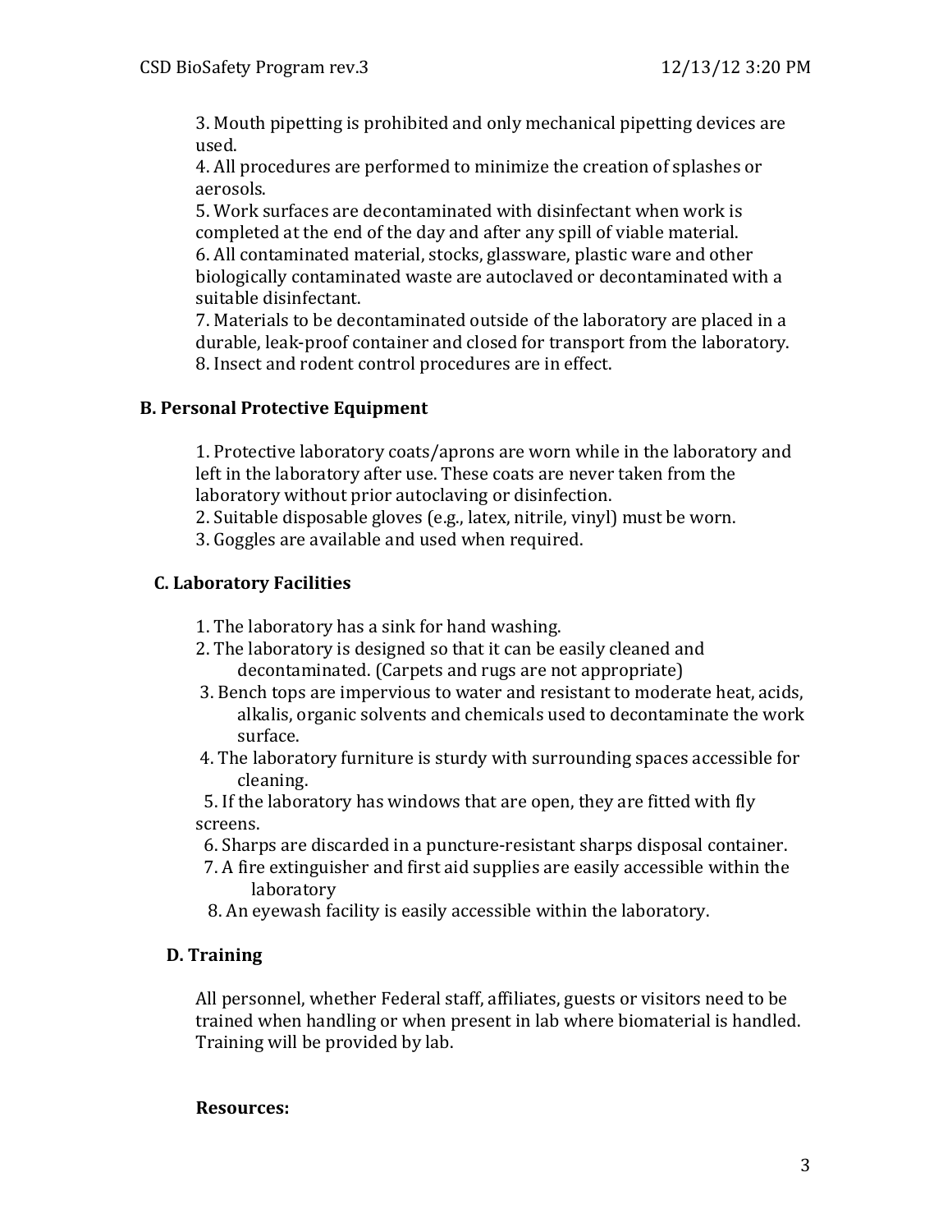3. Mouth pipetting is prohibited and only mechanical pipetting devices are used.
4. All procedures are performed to minimize the creation of splashes or aerosols.
5. Work surfaces are decontaminated with disinfectant when work is completed at the end of the day and after any spill of viable material.
6. All contaminated material, stocks, glassware, plastic ware and other biologically contaminated waste are autoclaved or decontaminated with a suitable disinfectant.
7. Materials to be decontaminated outside of the laboratory are placed in a durable, leak-proof container and closed for transport from the laboratory.
8. Insect and rodent control procedures are in effect.

### B. Personal Protective Equipment

1. Protective laboratory coats/aprons are worn while in the laboratory and left in the laboratory after use. These coats are never taken from the laboratory without prior autoclaving or disinfection.
2. Suitable disposable gloves (e.g., latex, nitrile, vinyl) must be worn.
3. Goggles are available and used when required.

### C. Laboratory Facilities

1. The laboratory has a sink for hand washing.
2. The laboratory is designed so that it can be easily cleaned and decontaminated. (Carpets and rugs are not appropriate)
3. Bench tops are impervious to water and resistant to moderate heat, acids, alkalis, organic solvents and chemicals used to decontaminate the work surface.
4. The laboratory furniture is sturdy with surrounding spaces accessible for cleaning.
5. If the laboratory has windows that are open, they are fitted with fly screens.
6. Sharps are discarded in a puncture-resistant sharps disposal container.
7. A fire extinguisher and first aid supplies are easily accessible within the laboratory
8. An eyewash facility is easily accessible within the laboratory.

### D. Training

All personnel, whether Federal staff, affiliates, guests or visitors need to be trained when handling or when present in lab where biomaterial is handled. Training will be provided by lab.

**Resources:**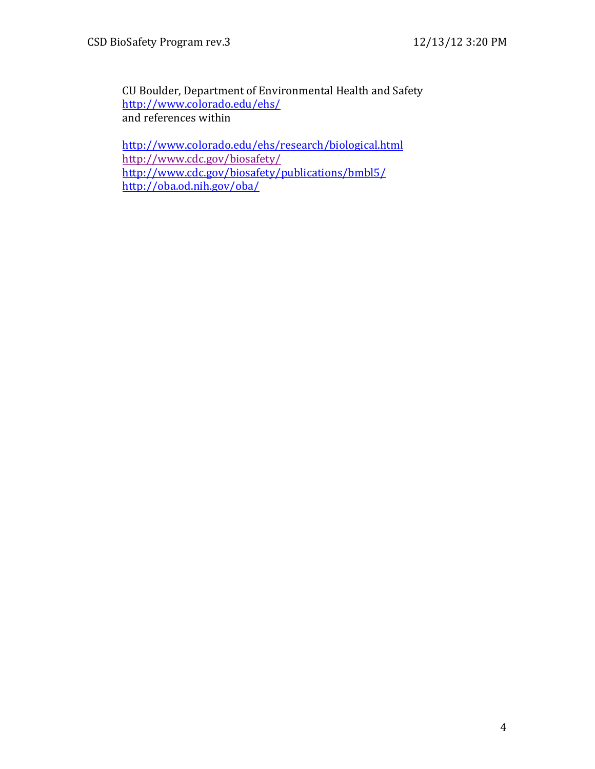CU Boulder, Department of Environmental Health and Safety
http://www.colorado.edu/ehs/
and references within

http://www.colorado.edu/ehs/research/biological.html
http://www.cdc.gov/biosafety/
http://www.cdc.gov/biosafety/publications/bmbl5/
http://oba.od.nih.gov/oba/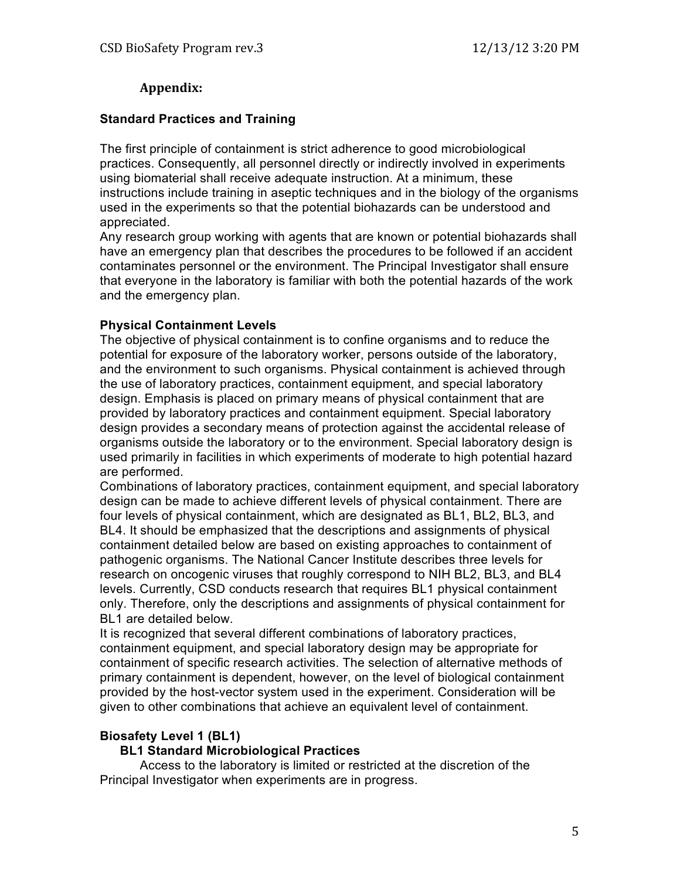## Appendix:

### Standard Practices and Training

The first principle of containment is strict adherence to good microbiological practices. Consequently, all personnel directly or indirectly involved in experiments using biomaterial shall receive adequate instruction. At a minimum, these instructions include training in aseptic techniques and in the biology of the organisms used in the experiments so that the potential biohazards can be understood and appreciated.

Any research group working with agents that are known or potential biohazards shall have an emergency plan that describes the procedures to be followed if an accident contaminates personnel or the environment. The Principal Investigator shall ensure that everyone in the laboratory is familiar with both the potential hazards of the work and the emergency plan.

### Physical Containment Levels

The objective of physical containment is to confine organisms and to reduce the potential for exposure of the laboratory worker, persons outside of the laboratory, and the environment to such organisms. Physical containment is achieved through the use of laboratory practices, containment equipment, and special laboratory design. Emphasis is placed on primary means of physical containment that are provided by laboratory practices and containment equipment. Special laboratory design provides a secondary means of protection against the accidental release of organisms outside the laboratory or to the environment. Special laboratory design is used primarily in facilities in which experiments of moderate to high potential hazard are performed.

Combinations of laboratory practices, containment equipment, and special laboratory design can be made to achieve different levels of physical containment. There are four levels of physical containment, which are designated as BL1, BL2, BL3, and BL4. It should be emphasized that the descriptions and assignments of physical containment detailed below are based on existing approaches to containment of pathogenic organisms. The National Cancer Institute describes three levels for research on oncogenic viruses that roughly correspond to NIH BL2, BL3, and BL4 levels. Currently, CSD conducts research that requires BL1 physical containment only. Therefore, only the descriptions and assignments of physical containment for BL1 are detailed below.

It is recognized that several different combinations of laboratory practices, containment equipment, and special laboratory design may be appropriate for containment of specific research activities. The selection of alternative methods of primary containment is dependent, however, on the level of biological containment provided by the host-vector system used in the experiment. Consideration will be given to other combinations that achieve an equivalent level of containment.

### Biosafety Level 1 (BL1)

#### BL1 Standard Microbiological Practices

Access to the laboratory is limited or restricted at the discretion of the Principal Investigator when experiments are in progress.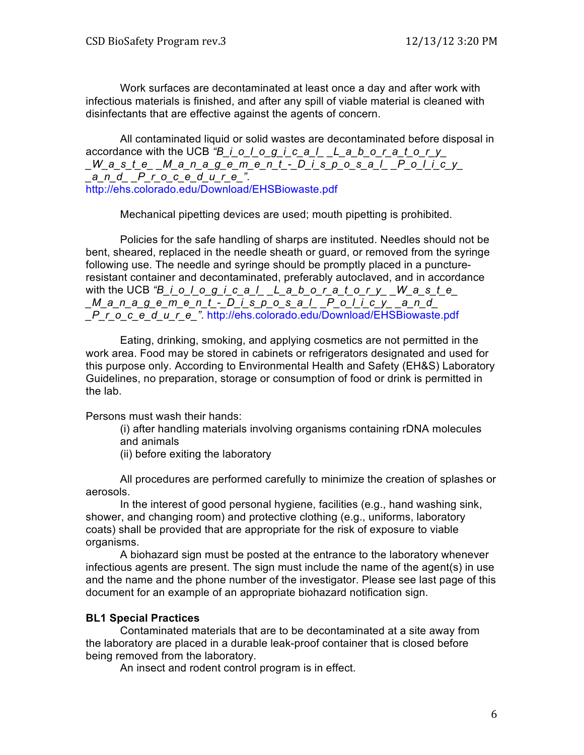Work surfaces are decontaminated at least once a day and after work with infectious materials is finished, and after any spill of viable material is cleaned with disinfectants that are effective against the agents of concern.

All contaminated liquid or solid wastes are decontaminated before disposal in accordance with the UCB *"B_i_o_l_o_g_i_c_a_l_ _L_a_b_o_r_a_t_o_r_y_ _W_a_s_t_e_ _M_a_n_a_g_e_m_e_n_t_-_D_i_s_p_o_s_a_l_ _P_o_l_i_c_y_ _a_n_d_ _P_r_o_c_e_d_u_r_e_"*. http://ehs.colorado.edu/Download/EHSBiowaste.pdf

Mechanical pipetting devices are used; mouth pipetting is prohibited.

Policies for the safe handling of sharps are instituted. Needles should not be bent, sheared, replaced in the needle sheath or guard, or removed from the syringe following use. The needle and syringe should be promptly placed in a puncture-resistant container and decontaminated, preferably autoclaved, and in accordance with the UCB *"B_i_o_l_o_g_i_c_a_l_ _L_a_b_o_r_a_t_o_r_y_ _W_a_s_t_e_ _M_a_n_a_g_e_m_e_n_t_-_D_i_s_p_o_s_a_l_ _P_o_l_i_c_y_ _a_n_d_ _P_r_o_c_e_d_u_r_e_"*. http://ehs.colorado.edu/Download/EHSBiowaste.pdf

Eating, drinking, smoking, and applying cosmetics are not permitted in the work area. Food may be stored in cabinets or refrigerators designated and used for this purpose only. According to Environmental Health and Safety (EH&S) Laboratory Guidelines, no preparation, storage or consumption of food or drink is permitted in the lab.

Persons must wash their hands:

(i) after handling materials involving organisms containing rDNA molecules and animals
(ii) before exiting the laboratory

All procedures are performed carefully to minimize the creation of splashes or aerosols.

In the interest of good personal hygiene, facilities (e.g., hand washing sink, shower, and changing room) and protective clothing (e.g., uniforms, laboratory coats) shall be provided that are appropriate for the risk of exposure to viable organisms.

A biohazard sign must be posted at the entrance to the laboratory whenever infectious agents are present. The sign must include the name of the agent(s) in use and the name and the phone number of the investigator. Please see last page of this document for an example of an appropriate biohazard notification sign.

**BL1 Special Practices**

Contaminated materials that are to be decontaminated at a site away from the laboratory are placed in a durable leak-proof container that is closed before being removed from the laboratory.

An insect and rodent control program is in effect.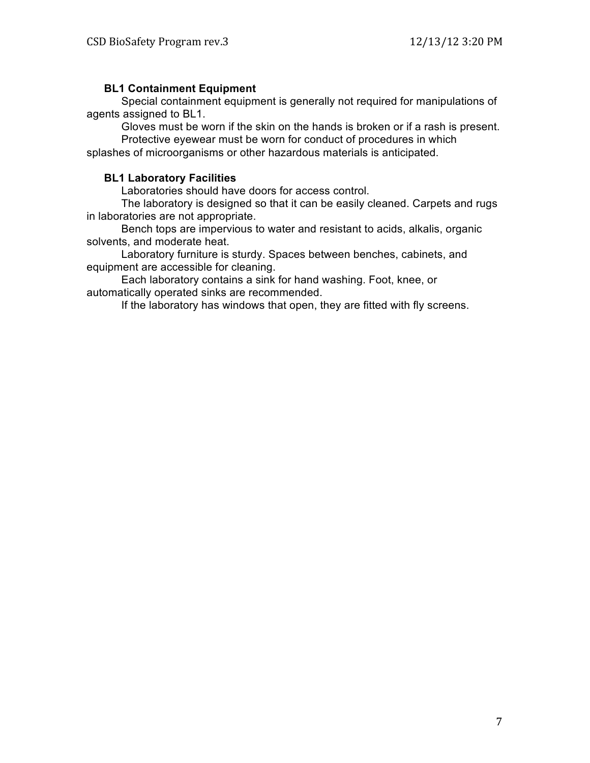### BL1 Containment Equipment

Special containment equipment is generally not required for manipulations of agents assigned to BL1.

Gloves must be worn if the skin on the hands is broken or if a rash is present.

Protective eyewear must be worn for conduct of procedures in which splashes of microorganisms or other hazardous materials is anticipated.

### BL1 Laboratory Facilities

Laboratories should have doors for access control.

The laboratory is designed so that it can be easily cleaned. Carpets and rugs in laboratories are not appropriate.

Bench tops are impervious to water and resistant to acids, alkalis, organic solvents, and moderate heat.

Laboratory furniture is sturdy. Spaces between benches, cabinets, and equipment are accessible for cleaning.

Each laboratory contains a sink for hand washing. Foot, knee, or automatically operated sinks are recommended.

If the laboratory has windows that open, they are fitted with fly screens.